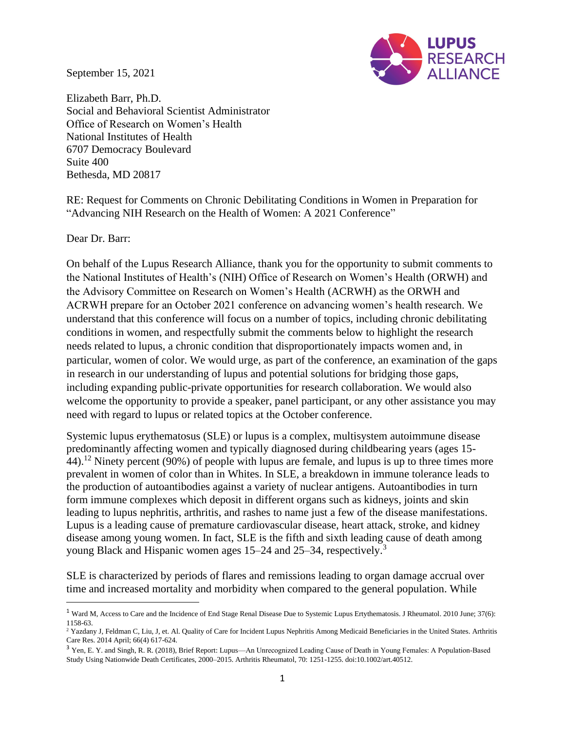LUPUS RESEARCH ALLIANCE

September 15, 2021

Elizabeth Barr, Ph.D.
Social and Behavioral Scientist Administrator
Office of Research on Women's Health
National Institutes of Health
6707 Democracy Boulevard
Suite 400
Bethesda, MD 20817

RE: Request for Comments on Chronic Debilitating Conditions in Women in Preparation for "Advancing NIH Research on the Health of Women: A 2021 Conference"

Dear Dr. Barr:

On behalf of the Lupus Research Alliance, thank you for the opportunity to submit comments to the National Institutes of Health's (NIH) Office of Research on Women's Health (ORWH) and the Advisory Committee on Research on Women's Health (ACRWH) as the ORWH and ACRWH prepare for an October 2021 conference on advancing women's health research. We understand that this conference will focus on a number of topics, including chronic debilitating conditions in women, and respectfully submit the comments below to highlight the research needs related to lupus, a chronic condition that disproportionately impacts women and, in particular, women of color. We would urge, as part of the conference, an examination of the gaps in research in our understanding of lupus and potential solutions for bridging those gaps, including expanding public-private opportunities for research collaboration. We would also welcome the opportunity to provide a speaker, panel participant, or any other assistance you may need with regard to lupus or related topics at the October conference.

Systemic lupus erythematosus (SLE) or lupus is a complex, multisystem autoimmune disease predominantly affecting women and typically diagnosed during childbearing years (ages 15-44).[1,2] Ninety percent (90%) of people with lupus are female, and lupus is up to three times more prevalent in women of color than in Whites. In SLE, a breakdown in immune tolerance leads to the production of autoantibodies against a variety of nuclear antigens. Autoantibodies in turn form immune complexes which deposit in different organs such as kidneys, joints and skin leading to lupus nephritis, arthritis, and rashes to name just a few of the disease manifestations. Lupus is a leading cause of premature cardiovascular disease, heart attack, stroke, and kidney disease among young women. In fact, SLE is the fifth and sixth leading cause of death among young Black and Hispanic women ages 15–24 and 25–34, respectively.[3]

SLE is characterized by periods of flares and remissions leading to organ damage accrual over time and increased mortality and morbidity when compared to the general population. While

---

[1] Ward M, Access to Care and the Incidence of End Stage Renal Disease Due to Systemic Lupus Ertythematosis. J Rheumatol. 2010 June; 37(6): 1158-63.

[2] Yazdany J, Feldman C, Liu, J, et. Al. Quality of Care for Incident Lupus Nephritis Among Medicaid Beneficiaries in the United States. Arthritis Care Res. 2014 April; 66(4) 617-624.

[3] Yen, E. Y. and Singh, R. R. (2018), Brief Report: Lupus—An Unrecognized Leading Cause of Death in Young Females: A Population-Based Study Using Nationwide Death Certificates, 2000–2015. Arthritis Rheumatol, 70: 1251-1255. doi:10.1002/art.40512.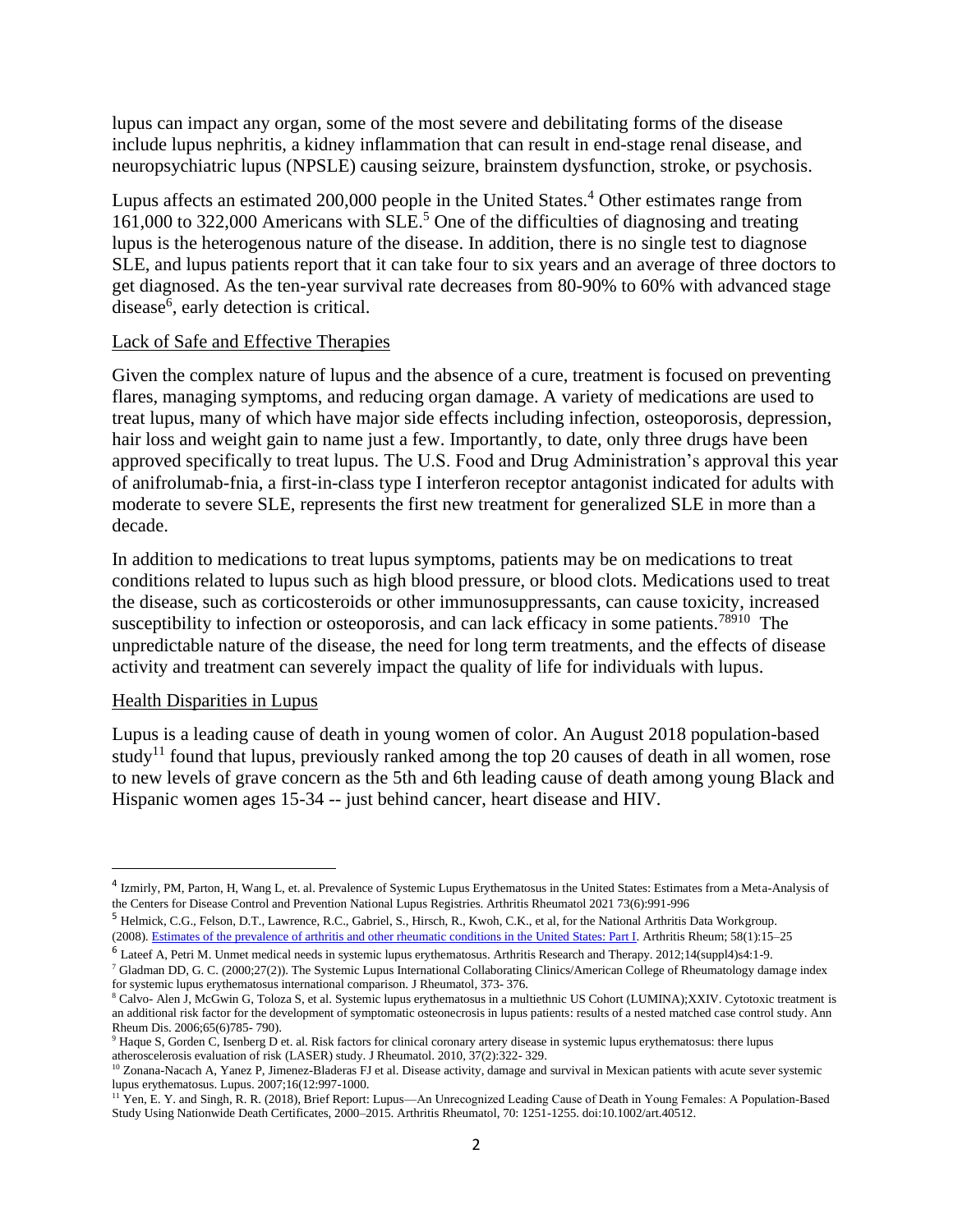lupus can impact any organ, some of the most severe and debilitating forms of the disease include lupus nephritis, a kidney inflammation that can result in end-stage renal disease, and neuropsychiatric lupus (NPSLE) causing seizure, brainstem dysfunction, stroke, or psychosis.

Lupus affects an estimated 200,000 people in the United States.[4] Other estimates range from 161,000 to 322,000 Americans with SLE.[5] One of the difficulties of diagnosing and treating lupus is the heterogenous nature of the disease. In addition, there is no single test to diagnose SLE, and lupus patients report that it can take four to six years and an average of three doctors to get diagnosed. As the ten-year survival rate decreases from 80-90% to 60% with advanced stage disease[6], early detection is critical.

## Lack of Safe and Effective Therapies

Given the complex nature of lupus and the absence of a cure, treatment is focused on preventing flares, managing symptoms, and reducing organ damage. A variety of medications are used to treat lupus, many of which have major side effects including infection, osteoporosis, depression, hair loss and weight gain to name just a few. Importantly, to date, only three drugs have been approved specifically to treat lupus. The U.S. Food and Drug Administration's approval this year of anifrolumab-fnia, a first-in-class type I interferon receptor antagonist indicated for adults with moderate to severe SLE, represents the first new treatment for generalized SLE in more than a decade.

In addition to medications to treat lupus symptoms, patients may be on medications to treat conditions related to lupus such as high blood pressure, or blood clots. Medications used to treat the disease, such as corticosteroids or other immunosuppressants, can cause toxicity, increased susceptibility to infection or osteoporosis, and can lack efficacy in some patients.[7][8][9][10] The unpredictable nature of the disease, the need for long term treatments, and the effects of disease activity and treatment can severely impact the quality of life for individuals with lupus.

## Health Disparities in Lupus

Lupus is a leading cause of death in young women of color. An August 2018 population-based study[11] found that lupus, previously ranked among the top 20 causes of death in all women, rose to new levels of grave concern as the 5th and 6th leading cause of death among young Black and Hispanic women ages 15-34 -- just behind cancer, heart disease and HIV.

---

[4] Izmirly, PM, Parton, H, Wang L, et. al. Prevalence of Systemic Lupus Erythematosus in the United States: Estimates from a Meta-Analysis of the Centers for Disease Control and Prevention National Lupus Registries. Arthritis Rheumatol 2021 73(6):991-996

[5] Helmick, C.G., Felson, D.T., Lawrence, R.C., Gabriel, S., Hirsch, R., Kwoh, C.K., et al, for the National Arthritis Data Workgroup. (2008). Estimates of the prevalence of arthritis and other rheumatic conditions in the United States: Part I. Arthritis Rheum; 58(1):15–25

[6] Lateef A, Petri M. Unmet medical needs in systemic lupus erythematosus. Arthritis Research and Therapy. 2012;14(suppl4)s4:1-9.

[7] Gladman DD, G. C. (2000;27(2)). The Systemic Lupus International Collaborating Clinics/American College of Rheumatology damage index for systemic lupus erythematosus international comparison. J Rheumatol, 373- 376.

[8] Calvo- Alen J, McGwin G, Toloza S, et al. Systemic lupus erythematosus in a multiethnic US Cohort (LUMINA);XXIV. Cytotoxic treatment is an additional risk factor for the development of symptomatic osteonecrosis in lupus patients: results of a nested matched case control study. Ann Rheum Dis. 2006;65(6)785- 790).

[9] Haque S, Gorden C, Isenberg D et. al. Risk factors for clinical coronary artery disease in systemic lupus erythematosus: there lupus atherosclerosis evaluation of risk (LASER) study. J Rheumatol. 2010, 37(2):322- 329.

[10] Zonana-Nacach A, Yanez P, Jimenez-Bladeras FJ et al. Disease activity, damage and survival in Mexican patients with acute sever systemic lupus erythematosus. Lupus. 2007;16(12:997-1000.

[11] Yen, E. Y. and Singh, R. R. (2018), Brief Report: Lupus—An Unrecognized Leading Cause of Death in Young Females: A Population-Based Study Using Nationwide Death Certificates, 2000–2015. Arthritis Rheumatol, 70: 1251-1255. doi:10.1002/art.40512.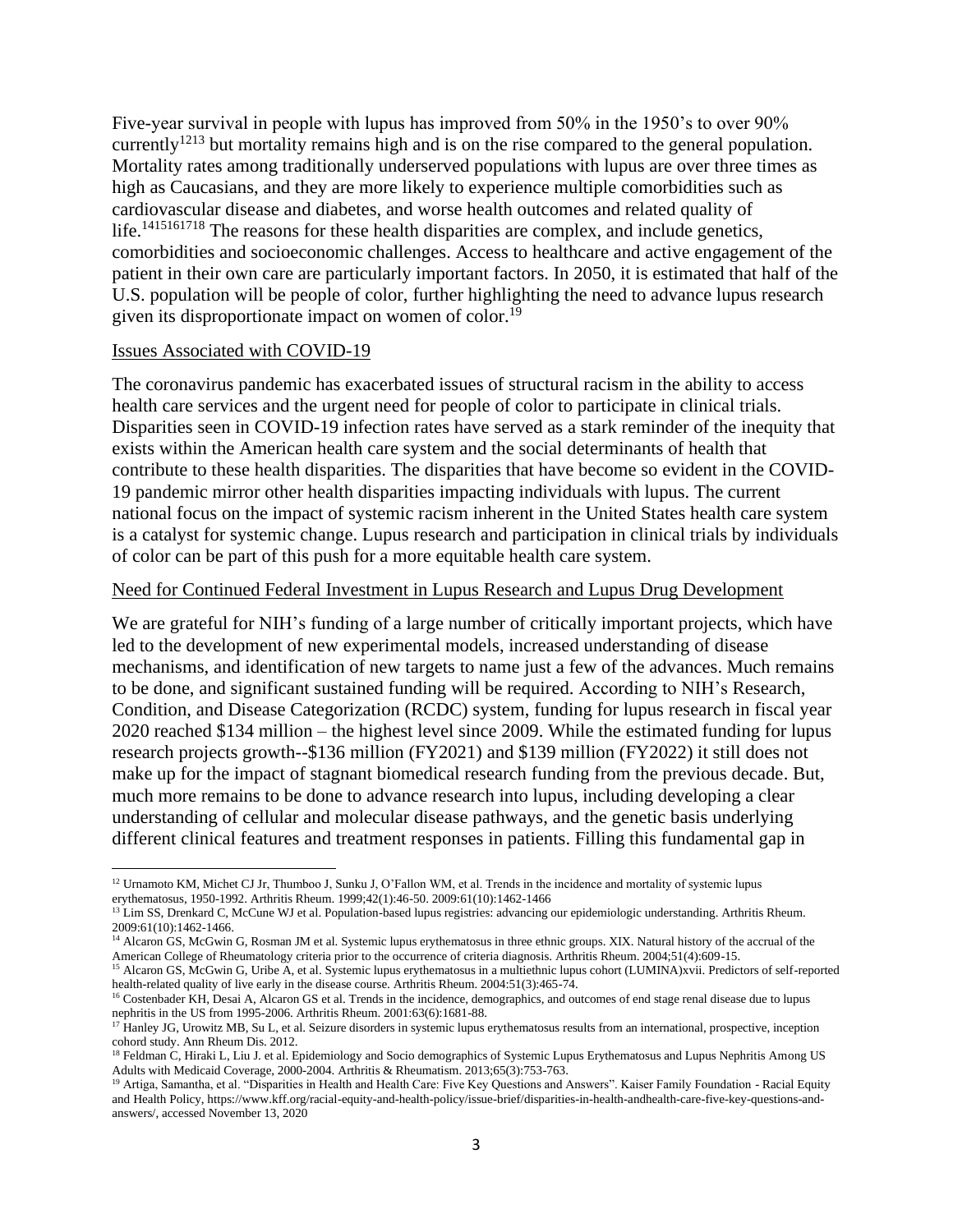Five-year survival in people with lupus has improved from 50% in the 1950's to over 90% currently[12,13] but mortality remains high and is on the rise compared to the general population. Mortality rates among traditionally underserved populations with lupus are over three times as high as Caucasians, and they are more likely to experience multiple comorbidities such as cardiovascular disease and diabetes, and worse health outcomes and related quality of life.[14,15,16,17,18] The reasons for these health disparities are complex, and include genetics, comorbidities and socioeconomic challenges. Access to healthcare and active engagement of the patient in their own care are particularly important factors. In 2050, it is estimated that half of the U.S. population will be people of color, further highlighting the need to advance lupus research given its disproportionate impact on women of color.[19]

## Issues Associated with COVID-19

The coronavirus pandemic has exacerbated issues of structural racism in the ability to access health care services and the urgent need for people of color to participate in clinical trials. Disparities seen in COVID-19 infection rates have served as a stark reminder of the inequity that exists within the American health care system and the social determinants of health that contribute to these health disparities. The disparities that have become so evident in the COVID-19 pandemic mirror other health disparities impacting individuals with lupus. The current national focus on the impact of systemic racism inherent in the United States health care system is a catalyst for systemic change. Lupus research and participation in clinical trials by individuals of color can be part of this push for a more equitable health care system.

## Need for Continued Federal Investment in Lupus Research and Lupus Drug Development

We are grateful for NIH's funding of a large number of critically important projects, which have led to the development of new experimental models, increased understanding of disease mechanisms, and identification of new targets to name just a few of the advances. Much remains to be done, and significant sustained funding will be required. According to NIH's Research, Condition, and Disease Categorization (RCDC) system, funding for lupus research in fiscal year 2020 reached $134 million – the highest level since 2009. While the estimated funding for lupus research projects growth--$136 million (FY2021) and $139 million (FY2022) it still does not make up for the impact of stagnant biomedical research funding from the previous decade. But, much more remains to be done to advance research into lupus, including developing a clear understanding of cellular and molecular disease pathways, and the genetic basis underlying different clinical features and treatment responses in patients. Filling this fundamental gap in

---

[12] Urnamoto KM, Michet CJ Jr, Thumboo J, Sunku J, O'Fallon WM, et al. Trends in the incidence and mortality of systemic lupus erythematosus, 1950-1992. Arthritis Rheum. 1999;42(1):46-50. 2009:61(10):1462-1466

[13] Lim SS, Drenkard C, McCune WJ et al. Population-based lupus registries: advancing our epidemiologic understanding. Arthritis Rheum. 2009:61(10):1462-1466.

[14] Alcaron GS, McGwin G, Rosman JM et al. Systemic lupus erythematosus in three ethnic groups. XIX. Natural history of the accrual of the American College of Rheumatology criteria prior to the occurrence of criteria diagnosis. Arthritis Rheum. 2004;51(4):609-15.

[15] Alcaron GS, McGwin G, Uribe A, et al. Systemic lupus erythematosus in a multiethnic lupus cohort (LUMINA)xvii. Predictors of self-reported health-related quality of live early in the disease course. Arthritis Rheum. 2004:51(3):465-74.

[16] Costenbader KH, Desai A, Alcaron GS et al. Trends in the incidence, demographics, and outcomes of end stage renal disease due to lupus nephritis in the US from 1995-2006. Arthritis Rheum. 2001:63(6):1681-88.

[17] Hanley JG, Urowitz MB, Su L, et al. Seizure disorders in systemic lupus erythematosus results from an international, prospective, inception cohord study. Ann Rheum Dis. 2012.

[18] Feldman C, Hiraki L, Liu J. et al. Epidemiology and Socio demographics of Systemic Lupus Erythematosus and Lupus Nephritis Among US Adults with Medicaid Coverage, 2000-2004. Arthritis & Rheumatism. 2013;65(3):753-763.

[19] Artiga, Samantha, et al. "Disparities in Health and Health Care: Five Key Questions and Answers". Kaiser Family Foundation - Racial Equity and Health Policy, https://www.kff.org/racial-equity-and-health-policy/issue-brief/disparities-in-health-andhealth-care-five-key-questions-and-answers/, accessed November 13, 2020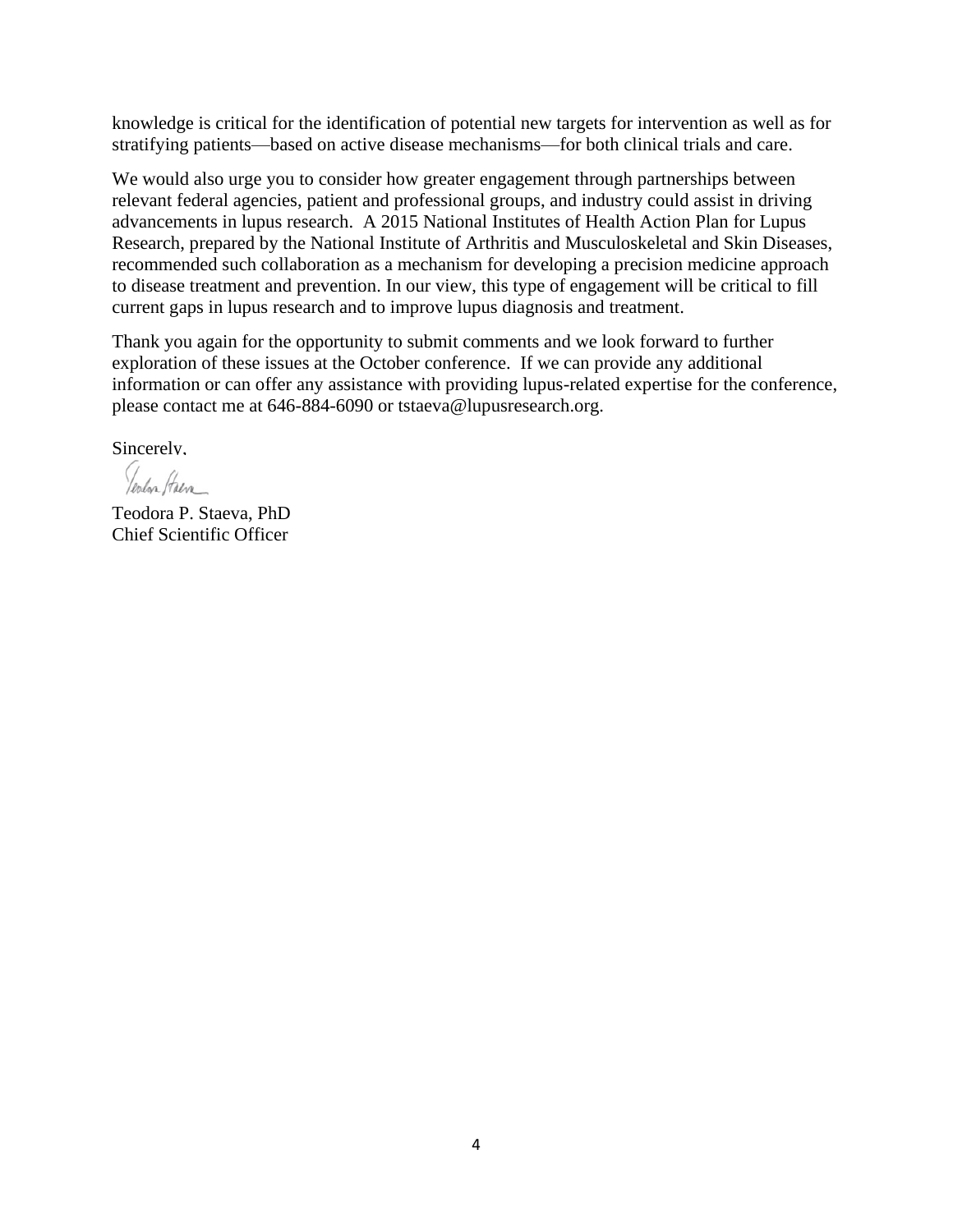knowledge is critical for the identification of potential new targets for intervention as well as for stratifying patients—based on active disease mechanisms—for both clinical trials and care.

We would also urge you to consider how greater engagement through partnerships between relevant federal agencies, patient and professional groups, and industry could assist in driving advancements in lupus research. A 2015 National Institutes of Health Action Plan for Lupus Research, prepared by the National Institute of Arthritis and Musculoskeletal and Skin Diseases, recommended such collaboration as a mechanism for developing a precision medicine approach to disease treatment and prevention. In our view, this type of engagement will be critical to fill current gaps in lupus research and to improve lupus diagnosis and treatment.

Thank you again for the opportunity to submit comments and we look forward to further exploration of these issues at the October conference. If we can provide any additional information or can offer any assistance with providing lupus-related expertise for the conference, please contact me at 646-884-6090 or tstaeva@lupusresearch.org.

Sincerely,

Teodora P. Staeva, PhD
Chief Scientific Officer